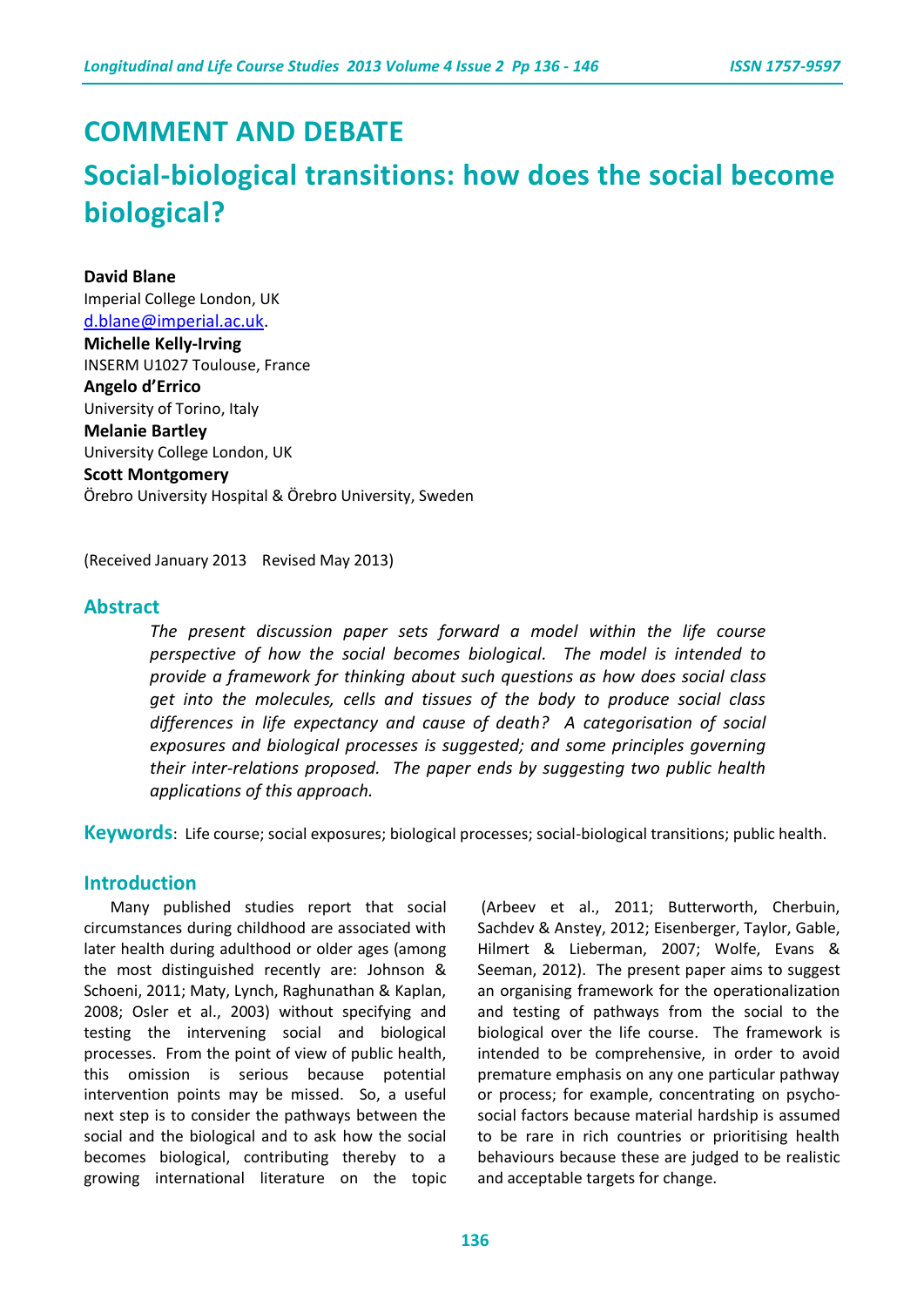# COMMENT AND DEBATE

# Social-biological transitions: how does the social become biological?

**David Blane**
Imperial College London, UK
d.blane@imperial.ac.uk.

**Michelle Kelly-Irving**
INSERM U1027 Toulouse, France

**Angelo d'Errico**
University of Torino, Italy

**Melanie Bartley**
University College London, UK

**Scott Montgomery**
Örebro University Hospital & Örebro University, Sweden

(Received January 2013 Revised May 2013)

## Abstract

*The present discussion paper sets forward a model within the life course perspective of how the social becomes biological. The model is intended to provide a framework for thinking about such questions as how does social class get into the molecules, cells and tissues of the body to produce social class differences in life expectancy and cause of death? A categorisation of social exposures and biological processes is suggested; and some principles governing their inter-relations proposed. The paper ends by suggesting two public health applications of this approach.*

**Keywords**: Life course; social exposures; biological processes; social-biological transitions; public health.

## Introduction

Many published studies report that social circumstances during childhood are associated with later health during adulthood or older ages (among the most distinguished recently are: Johnson & Schoeni, 2011; Maty, Lynch, Raghunathan & Kaplan, 2008; Osler et al., 2003) without specifying and testing the intervening social and biological processes. From the point of view of public health, this omission is serious because potential intervention points may be missed. So, a useful next step is to consider the pathways between the social and the biological and to ask how the social becomes biological, contributing thereby to a growing international literature on the topic (Arbeev et al., 2011; Butterworth, Cherbuin, Sachdev & Anstey, 2012; Eisenberger, Taylor, Gable, Hilmert & Lieberman, 2007; Wolfe, Evans & Seeman, 2012). The present paper aims to suggest an organising framework for the operationalization and testing of pathways from the social to the biological over the life course. The framework is intended to be comprehensive, in order to avoid premature emphasis on any one particular pathway or process; for example, concentrating on psycho-social factors because material hardship is assumed to be rare in rich countries or prioritising health behaviours because these are judged to be realistic and acceptable targets for change.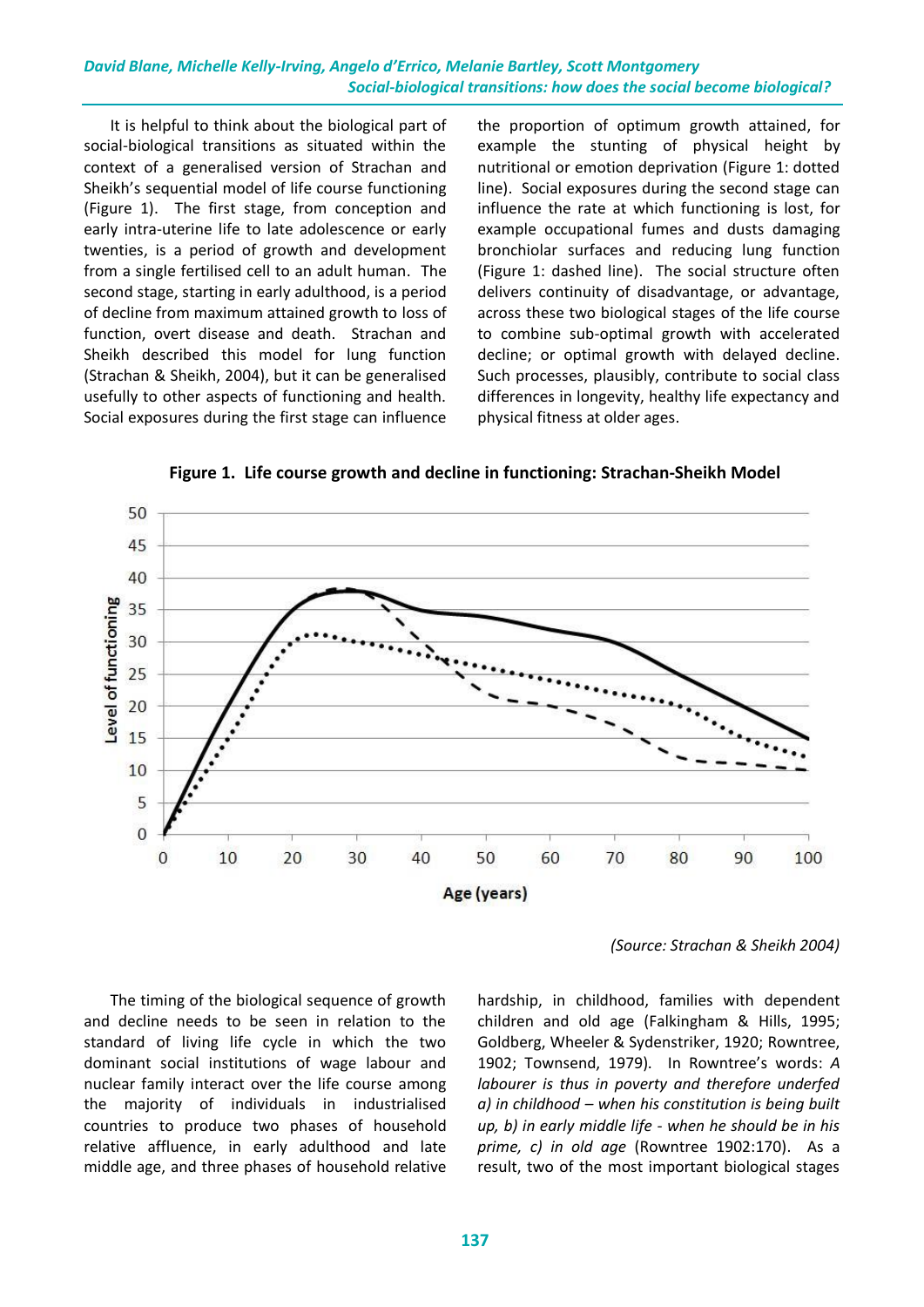It is helpful to think about the biological part of social-biological transitions as situated within the context of a generalised version of Strachan and Sheikh's sequential model of life course functioning (Figure 1). The first stage, from conception and early intra-uterine life to late adolescence or early twenties, is a period of growth and development from a single fertilised cell to an adult human. The second stage, starting in early adulthood, is a period of decline from maximum attained growth to loss of function, overt disease and death. Strachan and Sheikh described this model for lung function (Strachan & Sheikh, 2004), but it can be generalised usefully to other aspects of functioning and health. Social exposures during the first stage can influence the proportion of optimum growth attained, for example the stunting of physical height by nutritional or emotion deprivation (Figure 1: dotted line). Social exposures during the second stage can influence the rate at which functioning is lost, for example occupational fumes and dusts damaging bronchiolar surfaces and reducing lung function (Figure 1: dashed line). The social structure often delivers continuity of disadvantage, or advantage, across these two biological stages of the life course to combine sub-optimal growth with accelerated decline; or optimal growth with delayed decline. Such processes, plausibly, contribute to social class differences in longevity, healthy life expectancy and physical fitness at older ages.

**Figure 1. Life course growth and decline in functioning: Strachan-Sheikh Model**

*(Source: Strachan & Sheikh 2004)*

The timing of the biological sequence of growth and decline needs to be seen in relation to the standard of living life cycle in which the two dominant social institutions of wage labour and nuclear family interact over the life course among the majority of individuals in industrialised countries to produce two phases of household relative affluence, in early adulthood and late middle age, and three phases of household relative hardship, in childhood, families with dependent children and old age (Falkingham & Hills, 1995; Goldberg, Wheeler & Sydenstriker, 1920; Rowntree, 1902; Townsend, 1979). In Rowntree's words: *A labourer is thus in poverty and therefore underfed a) in childhood – when his constitution is being built up, b) in early middle life - when he should be in his prime, c) in old age* (Rowntree 1902:170). As a result, two of the most important biological stages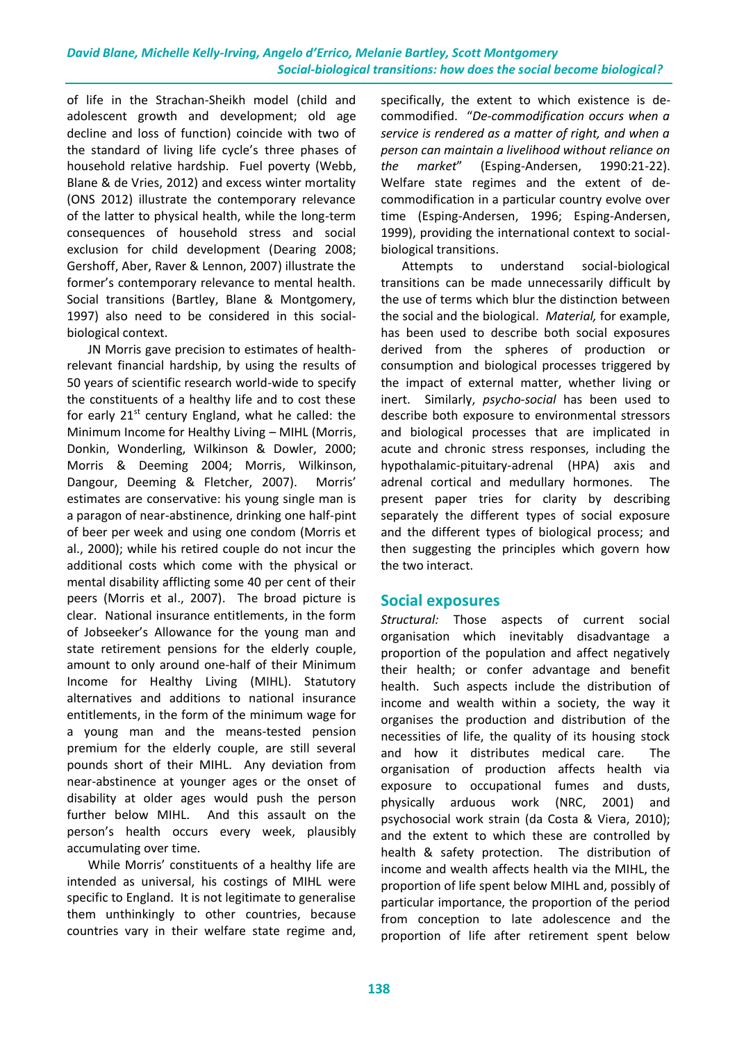of life in the Strachan-Sheikh model (child and adolescent growth and development; old age decline and loss of function) coincide with two of the standard of living life cycle's three phases of household relative hardship. Fuel poverty (Webb, Blane & de Vries, 2012) and excess winter mortality (ONS 2012) illustrate the contemporary relevance of the latter to physical health, while the long-term consequences of household stress and social exclusion for child development (Dearing 2008; Gershoff, Aber, Raver & Lennon, 2007) illustrate the former's contemporary relevance to mental health. Social transitions (Bartley, Blane & Montgomery, 1997) also need to be considered in this social-biological context.

JN Morris gave precision to estimates of health-relevant financial hardship, by using the results of 50 years of scientific research world-wide to specify the constituents of a healthy life and to cost these for early 21st century England, what he called: the Minimum Income for Healthy Living – MIHL (Morris, Donkin, Wonderling, Wilkinson & Dowler, 2000; Morris & Deeming 2004; Morris, Wilkinson, Dangour, Deeming & Fletcher, 2007). Morris' estimates are conservative: his young single man is a paragon of near-abstinence, drinking one half-pint of beer per week and using one condom (Morris et al., 2000); while his retired couple do not incur the additional costs which come with the physical or mental disability afflicting some 40 per cent of their peers (Morris et al., 2007). The broad picture is clear. National insurance entitlements, in the form of Jobseeker's Allowance for the young man and state retirement pensions for the elderly couple, amount to only around one-half of their Minimum Income for Healthy Living (MIHL). Statutory alternatives and additions to national insurance entitlements, in the form of the minimum wage for a young man and the means-tested pension premium for the elderly couple, are still several pounds short of their MIHL. Any deviation from near-abstinence at younger ages or the onset of disability at older ages would push the person further below MIHL. And this assault on the person's health occurs every week, plausibly accumulating over time.

While Morris' constituents of a healthy life are intended as universal, his costings of MIHL were specific to England. It is not legitimate to generalise them unthinkingly to other countries, because countries vary in their welfare state regime and, specifically, the extent to which existence is de-commodified. "*De-commodification occurs when a service is rendered as a matter of right, and when a person can maintain a livelihood without reliance on the market*" (Esping-Andersen, 1990:21-22). Welfare state regimes and the extent of de-commodification in a particular country evolve over time (Esping-Andersen, 1996; Esping-Andersen, 1999), providing the international context to social-biological transitions.

Attempts to understand social-biological transitions can be made unnecessarily difficult by the use of terms which blur the distinction between the social and the biological. *Material,* for example, has been used to describe both social exposures derived from the spheres of production or consumption and biological processes triggered by the impact of external matter, whether living or inert. Similarly, *psycho-social* has been used to describe both exposure to environmental stressors and biological processes that are implicated in acute and chronic stress responses, including the hypothalamic-pituitary-adrenal (HPA) axis and adrenal cortical and medullary hormones. The present paper tries for clarity by describing separately the different types of social exposure and the different types of biological process; and then suggesting the principles which govern how the two interact.

## Social exposures

*Structural:* Those aspects of current social organisation which inevitably disadvantage a proportion of the population and affect negatively their health; or confer advantage and benefit health. Such aspects include the distribution of income and wealth within a society, the way it organises the production and distribution of the necessities of life, the quality of its housing stock and how it distributes medical care. The organisation of production affects health via exposure to occupational fumes and dusts, physically arduous work (NRC, 2001) and psychosocial work strain (da Costa & Viera, 2010); and the extent to which these are controlled by health & safety protection. The distribution of income and wealth affects health via the MIHL, the proportion of life spent below MIHL and, possibly of particular importance, the proportion of the period from conception to late adolescence and the proportion of life after retirement spent below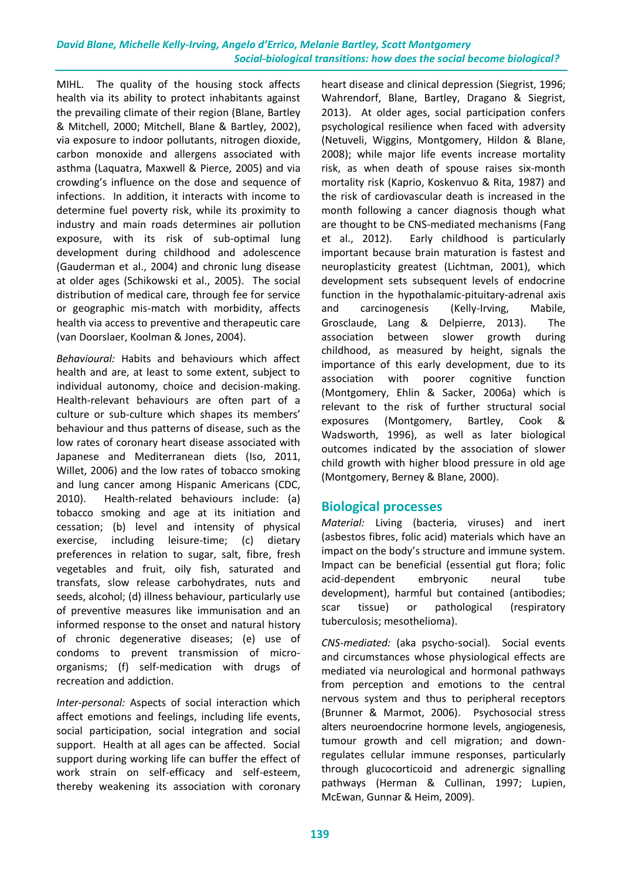MIHL. The quality of the housing stock affects health via its ability to protect inhabitants against the prevailing climate of their region (Blane, Bartley & Mitchell, 2000; Mitchell, Blane & Bartley, 2002), via exposure to indoor pollutants, nitrogen dioxide, carbon monoxide and allergens associated with asthma (Laquatra, Maxwell & Pierce, 2005) and via crowding's influence on the dose and sequence of infections. In addition, it interacts with income to determine fuel poverty risk, while its proximity to industry and main roads determines air pollution exposure, with its risk of sub-optimal lung development during childhood and adolescence (Gauderman et al., 2004) and chronic lung disease at older ages (Schikowski et al., 2005). The social distribution of medical care, through fee for service or geographic mis-match with morbidity, affects health via access to preventive and therapeutic care (van Doorslaer, Koolman & Jones, 2004).

*Behavioural:* Habits and behaviours which affect health and are, at least to some extent, subject to individual autonomy, choice and decision-making. Health-relevant behaviours are often part of a culture or sub-culture which shapes its members' behaviour and thus patterns of disease, such as the low rates of coronary heart disease associated with Japanese and Mediterranean diets (Iso, 2011, Willet, 2006) and the low rates of tobacco smoking and lung cancer among Hispanic Americans (CDC, 2010). Health-related behaviours include: (a) tobacco smoking and age at its initiation and cessation; (b) level and intensity of physical exercise, including leisure-time; (c) dietary preferences in relation to sugar, salt, fibre, fresh vegetables and fruit, oily fish, saturated and transfats, slow release carbohydrates, nuts and seeds, alcohol; (d) illness behaviour, particularly use of preventive measures like immunisation and an informed response to the onset and natural history of chronic degenerative diseases; (e) use of condoms to prevent transmission of micro-organisms; (f) self-medication with drugs of recreation and addiction.

*Inter-personal:* Aspects of social interaction which affect emotions and feelings, including life events, social participation, social integration and social support. Health at all ages can be affected. Social support during working life can buffer the effect of work strain on self-efficacy and self-esteem, thereby weakening its association with coronary heart disease and clinical depression (Siegrist, 1996; Wahrendorf, Blane, Bartley, Dragano & Siegrist, 2013). At older ages, social participation confers psychological resilience when faced with adversity (Netuveli, Wiggins, Montgomery, Hildon & Blane, 2008); while major life events increase mortality risk, as when death of spouse raises six-month mortality risk (Kaprio, Koskenvuo & Rita, 1987) and the risk of cardiovascular death is increased in the month following a cancer diagnosis though what are thought to be CNS-mediated mechanisms (Fang et al., 2012). Early childhood is particularly important because brain maturation is fastest and neuroplasticity greatest (Lichtman, 2001), which development sets subsequent levels of endocrine function in the hypothalamic-pituitary-adrenal axis and carcinogenesis (Kelly-Irving, Mabile, Grosclaude, Lang & Delpierre, 2013). The association between slower growth during childhood, as measured by height, signals the importance of this early development, due to its association with poorer cognitive function (Montgomery, Ehlin & Sacker, 2006a) which is relevant to the risk of further structural social exposures (Montgomery, Bartley, Cook & Wadsworth, 1996), as well as later biological outcomes indicated by the association of slower child growth with higher blood pressure in old age (Montgomery, Berney & Blane, 2000).

## Biological processes

*Material:* Living (bacteria, viruses) and inert (asbestos fibres, folic acid) materials which have an impact on the body's structure and immune system. Impact can be beneficial (essential gut flora; folic acid-dependent embryonic neural tube development), harmful but contained (antibodies; scar tissue) or pathological (respiratory tuberculosis; mesothelioma).

*CNS-mediated:* (aka psycho-social). Social events and circumstances whose physiological effects are mediated via neurological and hormonal pathways from perception and emotions to the central nervous system and thus to peripheral receptors (Brunner & Marmot, 2006). Psychosocial stress alters neuroendocrine hormone levels, angiogenesis, tumour growth and cell migration; and down-regulates cellular immune responses, particularly through glucocorticoid and adrenergic signalling pathways (Herman & Cullinan, 1997; Lupien, McEwan, Gunnar & Heim, 2009).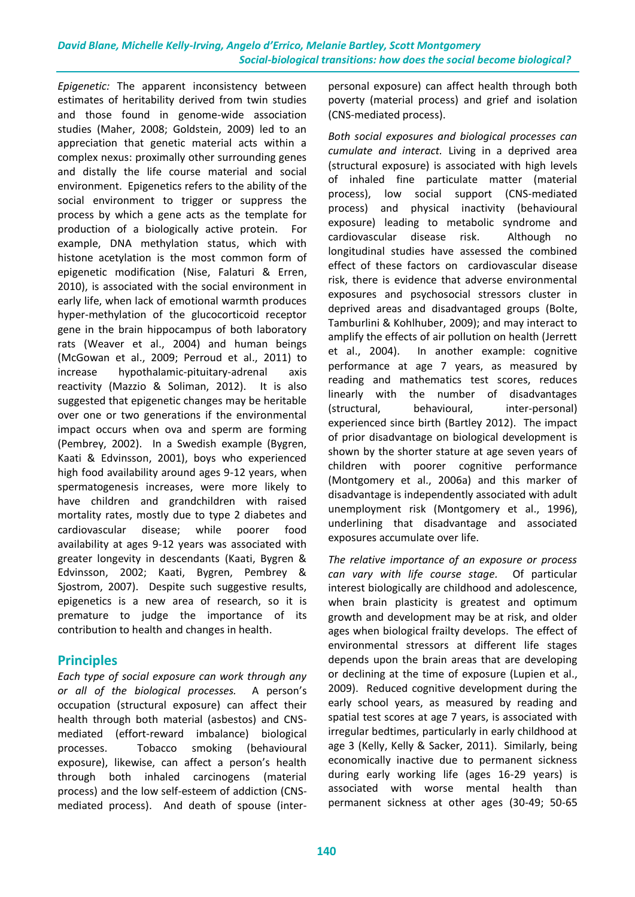*Epigenetic:* The apparent inconsistency between estimates of heritability derived from twin studies and those found in genome-wide association studies (Maher, 2008; Goldstein, 2009) led to an appreciation that genetic material acts within a complex nexus: proximally other surrounding genes and distally the life course material and social environment. Epigenetics refers to the ability of the social environment to trigger or suppress the process by which a gene acts as the template for production of a biologically active protein. For example, DNA methylation status, which with histone acetylation is the most common form of epigenetic modification (Nise, Falaturi & Erren, 2010), is associated with the social environment in early life, when lack of emotional warmth produces hyper-methylation of the glucocorticoid receptor gene in the brain hippocampus of both laboratory rats (Weaver et al., 2004) and human beings (McGowan et al., 2009; Perroud et al., 2011) to increase hypothalamic-pituitary-adrenal axis reactivity (Mazzio & Soliman, 2012). It is also suggested that epigenetic changes may be heritable over one or two generations if the environmental impact occurs when ova and sperm are forming (Pembrey, 2002). In a Swedish example (Bygren, Kaati & Edvinsson, 2001), boys who experienced high food availability around ages 9-12 years, when spermatogenesis increases, were more likely to have children and grandchildren with raised mortality rates, mostly due to type 2 diabetes and cardiovascular disease; while poorer food availability at ages 9-12 years was associated with greater longevity in descendants (Kaati, Bygren & Edvinsson, 2002; Kaati, Bygren, Pembrey & Sjostrom, 2007). Despite such suggestive results, epigenetics is a new area of research, so it is premature to judge the importance of its contribution to health and changes in health.

## Principles

*Each type of social exposure can work through any or all of the biological processes.* A person's occupation (structural exposure) can affect their health through both material (asbestos) and CNS-mediated (effort-reward imbalance) biological processes. Tobacco smoking (behavioural exposure), likewise, can affect a person's health through both inhaled carcinogens (material process) and the low self-esteem of addiction (CNS-mediated process). And death of spouse (inter-personal exposure) can affect health through both poverty (material process) and grief and isolation (CNS-mediated process).

*Both social exposures and biological processes can cumulate and interact.* Living in a deprived area (structural exposure) is associated with high levels of inhaled fine particulate matter (material process), low social support (CNS-mediated process) and physical inactivity (behavioural exposure) leading to metabolic syndrome and cardiovascular disease risk. Although no longitudinal studies have assessed the combined effect of these factors on cardiovascular disease risk, there is evidence that adverse environmental exposures and psychosocial stressors cluster in deprived areas and disadvantaged groups (Bolte, Tamburlini & Kohlhuber, 2009); and may interact to amplify the effects of air pollution on health (Jerrett et al., 2004). In another example: cognitive performance at age 7 years, as measured by reading and mathematics test scores, reduces linearly with the number of disadvantages (structural, behavioural, inter-personal) experienced since birth (Bartley 2012). The impact of prior disadvantage on biological development is shown by the shorter stature at age seven years of children with poorer cognitive performance (Montgomery et al., 2006a) and this marker of disadvantage is independently associated with adult unemployment risk (Montgomery et al., 1996), underlining that disadvantage and associated exposures accumulate over life.

*The relative importance of an exposure or process can vary with life course stage.* Of particular interest biologically are childhood and adolescence, when brain plasticity is greatest and optimum growth and development may be at risk, and older ages when biological frailty develops. The effect of environmental stressors at different life stages depends upon the brain areas that are developing or declining at the time of exposure (Lupien et al., 2009). Reduced cognitive development during the early school years, as measured by reading and spatial test scores at age 7 years, is associated with irregular bedtimes, particularly in early childhood at age 3 (Kelly, Kelly & Sacker, 2011). Similarly, being economically inactive due to permanent sickness during early working life (ages 16-29 years) is associated with worse mental health than permanent sickness at other ages (30-49; 50-65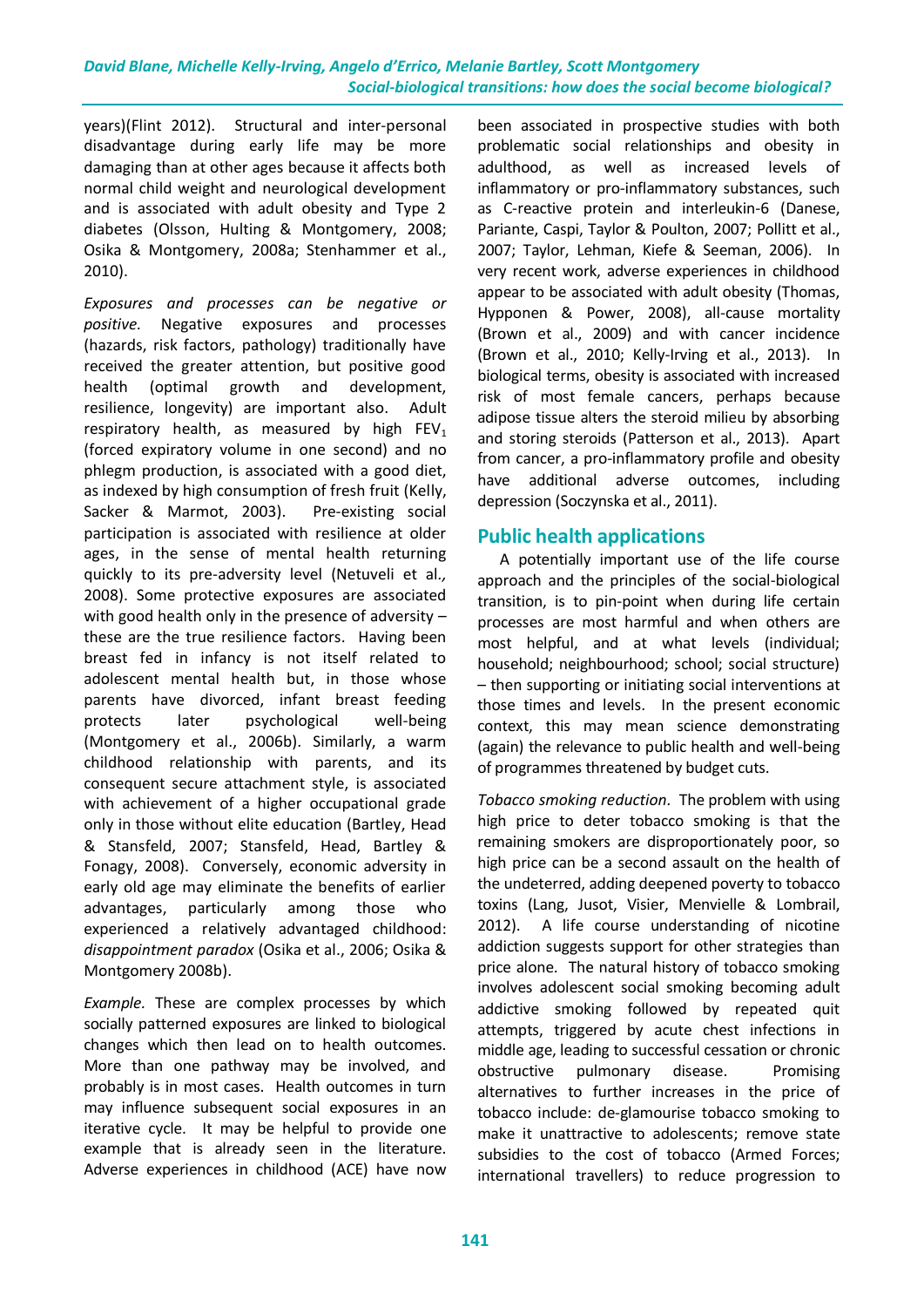years)(Flint 2012). Structural and inter-personal disadvantage during early life may be more damaging than at other ages because it affects both normal child weight and neurological development and is associated with adult obesity and Type 2 diabetes (Olsson, Hulting & Montgomery, 2008; Osika & Montgomery, 2008a; Stenhammer et al., 2010).

*Exposures and processes can be negative or positive.* Negative exposures and processes (hazards, risk factors, pathology) traditionally have received the greater attention, but positive good health (optimal growth and development, resilience, longevity) are important also. Adult respiratory health, as measured by high $FEV_1$ (forced expiratory volume in one second) and no phlegm production, is associated with a good diet, as indexed by high consumption of fresh fruit (Kelly, Sacker & Marmot, 2003). Pre-existing social participation is associated with resilience at older ages, in the sense of mental health returning quickly to its pre-adversity level (Netuveli et al*.,* 2008). Some protective exposures are associated with good health only in the presence of adversity – these are the true resilience factors. Having been breast fed in infancy is not itself related to adolescent mental health but, in those whose parents have divorced, infant breast feeding protects later psychological well-being (Montgomery et al., 2006b). Similarly, a warm childhood relationship with parents, and its consequent secure attachment style, is associated with achievement of a higher occupational grade only in those without elite education (Bartley, Head & Stansfeld, 2007; Stansfeld, Head, Bartley & Fonagy, 2008). Conversely, economic adversity in early old age may eliminate the benefits of earlier advantages, particularly among those who experienced a relatively advantaged childhood: *disappointment paradox* (Osika et al., 2006; Osika & Montgomery 2008b).

*Example.* These are complex processes by which socially patterned exposures are linked to biological changes which then lead on to health outcomes. More than one pathway may be involved, and probably is in most cases. Health outcomes in turn may influence subsequent social exposures in an iterative cycle. It may be helpful to provide one example that is already seen in the literature. Adverse experiences in childhood (ACE) have now been associated in prospective studies with both problematic social relationships and obesity in adulthood, as well as increased levels of inflammatory or pro-inflammatory substances, such as C-reactive protein and interleukin-6 (Danese, Pariante, Caspi, Taylor & Poulton, 2007; Pollitt et al., 2007; Taylor, Lehman, Kiefe & Seeman, 2006). In very recent work, adverse experiences in childhood appear to be associated with adult obesity (Thomas, Hypponen & Power, 2008), all-cause mortality (Brown et al., 2009) and with cancer incidence (Brown et al., 2010; Kelly-Irving et al., 2013). In biological terms, obesity is associated with increased risk of most female cancers, perhaps because adipose tissue alters the steroid milieu by absorbing and storing steroids (Patterson et al., 2013). Apart from cancer, a pro-inflammatory profile and obesity have additional adverse outcomes, including depression (Soczynska et al., 2011).

## Public health applications

A potentially important use of the life course approach and the principles of the social-biological transition, is to pin-point when during life certain processes are most harmful and when others are most helpful, and at what levels (individual; household; neighbourhood; school; social structure) – then supporting or initiating social interventions at those times and levels. In the present economic context, this may mean science demonstrating (again) the relevance to public health and well-being of programmes threatened by budget cuts.

*Tobacco smoking reduction.* The problem with using high price to deter tobacco smoking is that the remaining smokers are disproportionately poor, so high price can be a second assault on the health of the undeterred, adding deepened poverty to tobacco toxins (Lang, Jusot, Visier, Menvielle & Lombrail, 2012). A life course understanding of nicotine addiction suggests support for other strategies than price alone. The natural history of tobacco smoking involves adolescent social smoking becoming adult addictive smoking followed by repeated quit attempts, triggered by acute chest infections in middle age, leading to successful cessation or chronic obstructive pulmonary disease. Promising alternatives to further increases in the price of tobacco include: de-glamourise tobacco smoking to make it unattractive to adolescents; remove state subsidies to the cost of tobacco (Armed Forces; international travellers) to reduce progression to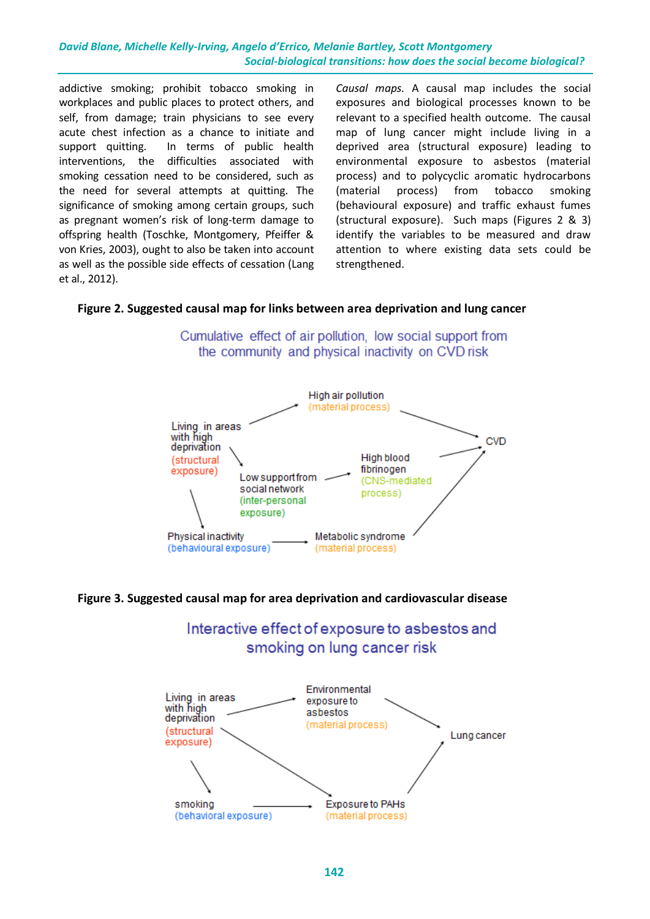addictive smoking; prohibit tobacco smoking in workplaces and public places to protect others, and self, from damage; train physicians to see every acute chest infection as a chance to initiate and support quitting. In terms of public health interventions, the difficulties associated with smoking cessation need to be considered, such as the need for several attempts at quitting. The significance of smoking among certain groups, such as pregnant women's risk of long-term damage to offspring health (Toschke, Montgomery, Pfeiffer & von Kries, 2003), ought to also be taken into account as well as the possible side effects of cessation (Lang et al., 2012).

*Causal maps.* A causal map includes the social exposures and biological processes known to be relevant to a specified health outcome. The causal map of lung cancer might include living in a deprived area (structural exposure) leading to environmental exposure to asbestos (material process) and to polycyclic aromatic hydrocarbons (material process) from tobacco smoking (behavioural exposure) and traffic exhaust fumes (structural exposure). Such maps (Figures 2 & 3) identify the variables to be measured and draw attention to where existing data sets could be strengthened.

**Figure 2. Suggested causal map for links between area deprivation and lung cancer**

Cumulative effect of air pollution, low social support from the community and physical inactivity on CVD risk

- Living in areas with high deprivation (structural exposure) → High air pollution (material process) → CVD
- Living in areas with high deprivation (structural exposure) → Low support from social network (inter-personal exposure) → High blood fibrinogen (CNS-mediated process) → CVD
- Living in areas with high deprivation (structural exposure) → Physical inactivity (behavioural exposure) → Metabolic syndrome (material process) → CVD

**Figure 3. Suggested causal map for area deprivation and cardiovascular disease**

Interactive effect of exposure to asbestos and smoking on lung cancer risk

- Living in areas with high deprivation (structural exposure) → Environmental exposure to asbestos (material process) → Lung cancer
- Living in areas with high deprivation (structural exposure) → Exposure to PAHs (material process) → Lung cancer
- Living in areas with high deprivation (structural exposure) → smoking (behavioral exposure) → Exposure to PAHs (material process)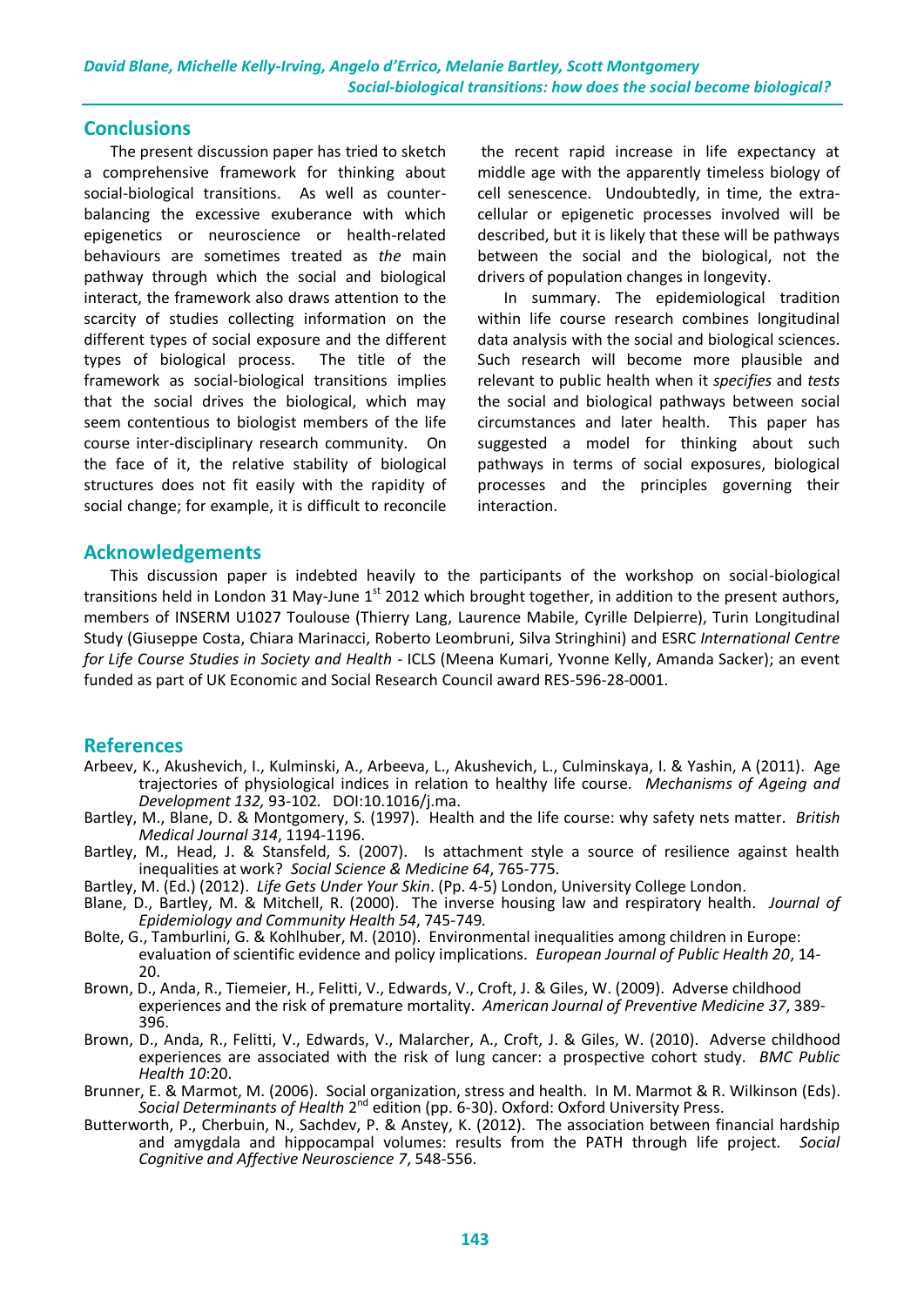## Conclusions

The present discussion paper has tried to sketch a comprehensive framework for thinking about social-biological transitions. As well as counter-balancing the excessive exuberance with which epigenetics or neuroscience or health-related behaviours are sometimes treated as *the* main pathway through which the social and biological interact, the framework also draws attention to the scarcity of studies collecting information on the different types of social exposure and the different types of biological process. The title of the framework as social-biological transitions implies that the social drives the biological, which may seem contentious to biologist members of the life course inter-disciplinary research community. On the face of it, the relative stability of biological structures does not fit easily with the rapidity of social change; for example, it is difficult to reconcile the recent rapid increase in life expectancy at middle age with the apparently timeless biology of cell senescence. Undoubtedly, in time, the extra-cellular or epigenetic processes involved will be described, but it is likely that these will be pathways between the social and the biological, not the drivers of population changes in longevity.

In summary. The epidemiological tradition within life course research combines longitudinal data analysis with the social and biological sciences. Such research will become more plausible and relevant to public health when it *specifies* and *tests* the social and biological pathways between social circumstances and later health. This paper has suggested a model for thinking about such pathways in terms of social exposures, biological processes and the principles governing their interaction.

## Acknowledgements

This discussion paper is indebted heavily to the participants of the workshop on social-biological transitions held in London 31 May-June 1st 2012 which brought together, in addition to the present authors, members of INSERM U1027 Toulouse (Thierry Lang, Laurence Mabile, Cyrille Delpierre), Turin Longitudinal Study (Giuseppe Costa, Chiara Marinacci, Roberto Leombruni, Silva Stringhini) and ESRC *International Centre for Life Course Studies in Society and Health* - ICLS (Meena Kumari, Yvonne Kelly, Amanda Sacker); an event funded as part of UK Economic and Social Research Council award RES-596-28-0001.

## References

Arbeev, K., Akushevich, I., Kulminski, A., Arbeeva, L., Akushevich, L., Culminskaya, I. & Yashin, A (2011). Age trajectories of physiological indices in relation to healthy life course. *Mechanisms of Ageing and Development 132,* 93-102. DOI:10.1016/j.ma.

Bartley, M., Blane, D. & Montgomery, S. (1997). Health and the life course: why safety nets matter. *British Medical Journal 314*, 1194-1196.

Bartley, M., Head, J. & Stansfeld, S. (2007). Is attachment style a source of resilience against health inequalities at work? *Social Science & Medicine 64*, 765-775.

Bartley, M. (Ed.) (2012). *Life Gets Under Your Skin*. (Pp. 4-5) London, University College London.

Blane, D., Bartley, M. & Mitchell, R. (2000). The inverse housing law and respiratory health. *Journal of Epidemiology and Community Health 54*, 745-749.

Bolte, G., Tamburlini, G. & Kohlhuber, M. (2010). Environmental inequalities among children in Europe: evaluation of scientific evidence and policy implications. *European Journal of Public Health 20*, 14-20.

Brown, D., Anda, R., Tiemeier, H., Felitti, V., Edwards, V., Croft, J. & Giles, W. (2009). Adverse childhood experiences and the risk of premature mortality. *American Journal of Preventive Medicine 37*, 389-396.

Brown, D., Anda, R., Felitti, V., Edwards, V., Malarcher, A., Croft, J. & Giles, W. (2010). Adverse childhood experiences are associated with the risk of lung cancer: a prospective cohort study. *BMC Public Health 10*:20.

Brunner, E. & Marmot, M. (2006). Social organization, stress and health. In M. Marmot & R. Wilkinson (Eds). *Social Determinants of Health* 2nd edition (pp. 6-30). Oxford: Oxford University Press.

Butterworth, P., Cherbuin, N., Sachdev, P. & Anstey, K. (2012). The association between financial hardship and amygdala and hippocampal volumes: results from the PATH through life project. *Social Cognitive and Affective Neuroscience 7*, 548-556.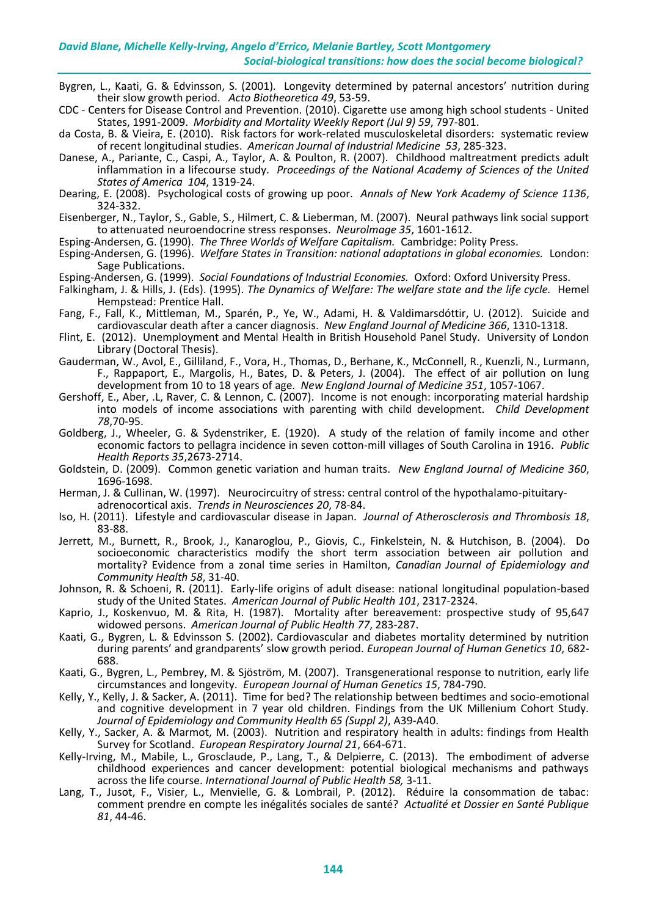Bygren, L., Kaati, G. & Edvinsson, S. (2001). Longevity determined by paternal ancestors' nutrition during their slow growth period. *Acto Biotheoretica 49*, 53-59.

CDC - Centers for Disease Control and Prevention. (2010). Cigarette use among high school students - United States, 1991-2009. *Morbidity and Mortality Weekly Report (Jul 9) 59*, 797-801.

da Costa, B. & Vieira, E. (2010). Risk factors for work-related musculoskeletal disorders: systematic review of recent longitudinal studies. *American Journal of Industrial Medicine 53*, 285-323.

Danese, A., Pariante, C., Caspi, A., Taylor, A. & Poulton, R. (2007). Childhood maltreatment predicts adult inflammation in a lifecourse study. *Proceedings of the National Academy of Sciences of the United States of America 104*, 1319-24.

Dearing, E. (2008). Psychological costs of growing up poor. *Annals of New York Academy of Science 1136*, 324-332.

Eisenberger, N., Taylor, S., Gable, S., Hilmert, C. & Lieberman, M. (2007). Neural pathways link social support to attenuated neuroendocrine stress responses. *NeuroImage 35*, 1601-1612.

Esping-Andersen, G. (1990). *The Three Worlds of Welfare Capitalism.* Cambridge: Polity Press.

Esping-Andersen, G. (1996). *Welfare States in Transition: national adaptations in global economies.* London: Sage Publications.

Esping-Andersen, G. (1999). *Social Foundations of Industrial Economies.* Oxford: Oxford University Press.

Falkingham, J. & Hills, J. (Eds). (1995). *The Dynamics of Welfare: The welfare state and the life cycle.* Hemel Hempstead: Prentice Hall.

Fang, F., Fall, K., Mittleman, M., Sparén, P., Ye, W., Adami, H. & Valdimarsdóttir, U. (2012). Suicide and cardiovascular death after a cancer diagnosis. *New England Journal of Medicine 366*, 1310-1318.

Flint, E. (2012). Unemployment and Mental Health in British Household Panel Study. University of London Library (Doctoral Thesis).

Gauderman, W., Avol, E., Gilliland, F., Vora, H., Thomas, D., Berhane, K., McConnell, R., Kuenzli, N., Lurmann, F., Rappaport, E., Margolis, H., Bates, D. & Peters, J. (2004). The effect of air pollution on lung development from 10 to 18 years of age. *New England Journal of Medicine 351*, 1057-1067.

Gershoff, E., Aber, .L, Raver, C. & Lennon, C. (2007). Income is not enough: incorporating material hardship into models of income associations with parenting with child development. *Child Development 78*,70-95.

Goldberg, J., Wheeler, G. & Sydenstriker, E. (1920). A study of the relation of family income and other economic factors to pellagra incidence in seven cotton-mill villages of South Carolina in 1916. *Public Health Reports 35*,2673-2714.

Goldstein, D. (2009). Common genetic variation and human traits. *New England Journal of Medicine 360*, 1696-1698.

Herman, J. & Cullinan, W. (1997). Neurocircuitry of stress: central control of the hypothalamo-pituitary-adrenocortical axis. *Trends in Neurosciences 20*, 78-84.

Iso, H. (2011). Lifestyle and cardiovascular disease in Japan. *Journal of Atherosclerosis and Thrombosis 18*, 83-88.

Jerrett, M., Burnett, R., Brook, J., Kanaroglou, P., Giovis, C., Finkelstein, N. & Hutchison, B. (2004). Do socioeconomic characteristics modify the short term association between air pollution and mortality? Evidence from a zonal time series in Hamilton, *Canadian Journal of Epidemiology and Community Health 58*, 31-40.

Johnson, R. & Schoeni, R. (2011). Early-life origins of adult disease: national longitudinal population-based study of the United States. *American Journal of Public Health 101*, 2317-2324.

Kaprio, J., Koskenvuo, M. & Rita, H. (1987). Mortality after bereavement: prospective study of 95,647 widowed persons. *American Journal of Public Health 77*, 283-287.

Kaati, G., Bygren, L. & Edvinsson S. (2002). Cardiovascular and diabetes mortality determined by nutrition during parents' and grandparents' slow growth period. *European Journal of Human Genetics 10*, 682-688.

Kaati, G., Bygren, L., Pembrey, M. & Sjöström, M. (2007). Transgenerational response to nutrition, early life circumstances and longevity. *European Journal of Human Genetics 15*, 784-790.

Kelly, Y., Kelly, J. & Sacker, A. (2011). Time for bed? The relationship between bedtimes and socio-emotional and cognitive development in 7 year old children. Findings from the UK Millenium Cohort Study. *Journal of Epidemiology and Community Health 65 (Suppl 2)*, A39-A40.

Kelly, Y., Sacker, A. & Marmot, M. (2003). Nutrition and respiratory health in adults: findings from Health Survey for Scotland. *European Respiratory Journal 21*, 664-671.

Kelly-Irving, M., Mabile, L., Grosclaude, P., Lang, T., & Delpierre, C. (2013). The embodiment of adverse childhood experiences and cancer development: potential biological mechanisms and pathways across the life course. *International Journal of Public Health 58,* 3-11.

Lang, T., Jusot, F., Visier, L., Menvielle, G. & Lombrail, P. (2012). Réduire la consommation de tabac: comment prendre en compte les inégalités sociales de santé? *Actualité et Dossier en Santé Publique 81*, 44-46.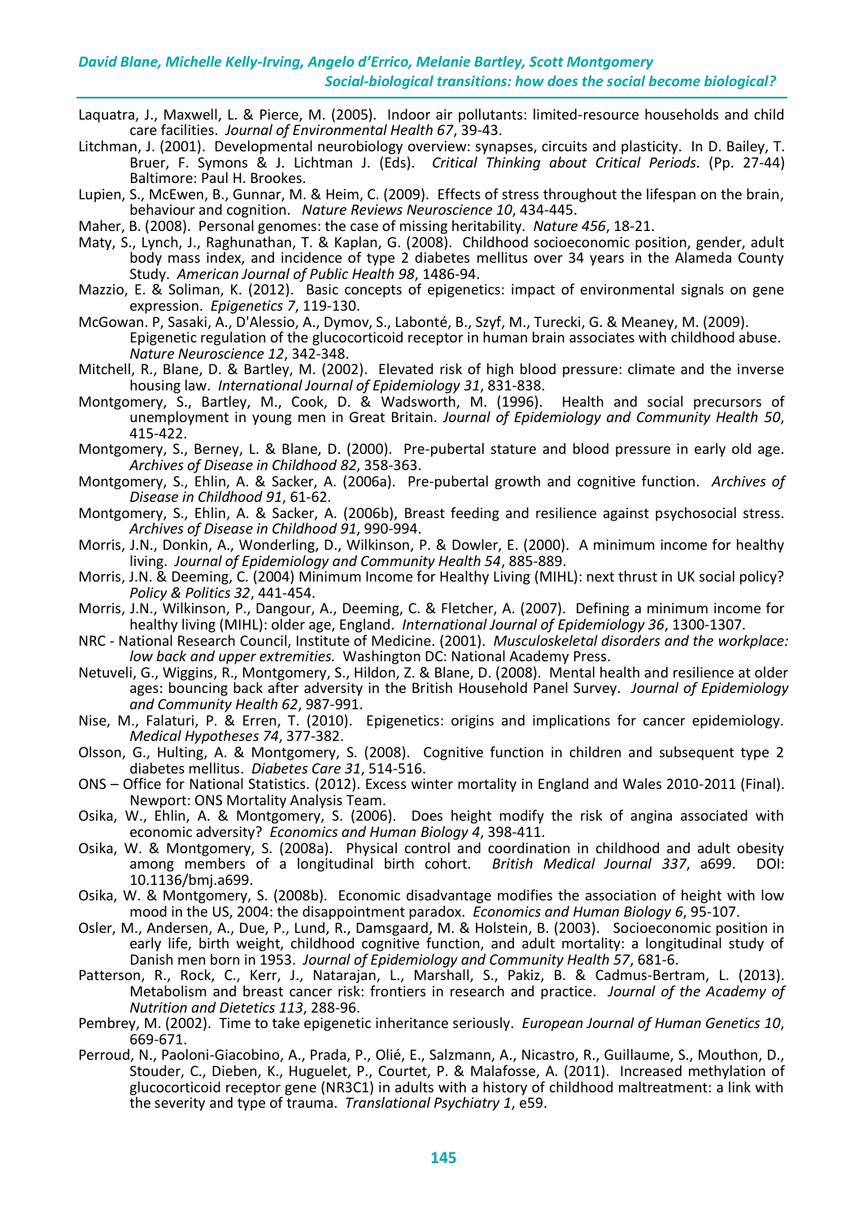Laquatra, J., Maxwell, L. & Pierce, M. (2005). Indoor air pollutants: limited-resource households and child care facilities. *Journal of Environmental Health 67*, 39-43.

Litchman, J. (2001). Developmental neurobiology overview: synapses, circuits and plasticity. In D. Bailey, T. Bruer, F. Symons & J. Lichtman J. (Eds). *Critical Thinking about Critical Periods*. (Pp. 27-44) Baltimore: Paul H. Brookes.

Lupien, S., McEwen, B., Gunnar, M. & Heim, C. (2009). Effects of stress throughout the lifespan on the brain, behaviour and cognition. *Nature Reviews Neuroscience 10*, 434-445.

Maher, B. (2008). Personal genomes: the case of missing heritability. *Nature 456*, 18-21.

Maty, S., Lynch, J., Raghunathan, T. & Kaplan, G. (2008). Childhood socioeconomic position, gender, adult body mass index, and incidence of type 2 diabetes mellitus over 34 years in the Alameda County Study. *American Journal of Public Health 98*, 1486-94.

Mazzio, E. & Soliman, K. (2012). Basic concepts of epigenetics: impact of environmental signals on gene expression. *Epigenetics 7*, 119-130.

McGowan. P, Sasaki, A., D'Alessio, A., Dymov, S., Labonté, B., Szyf, M., Turecki, G. & Meaney, M. (2009). Epigenetic regulation of the glucocorticoid receptor in human brain associates with childhood abuse. *Nature Neuroscience 12*, 342-348.

Mitchell, R., Blane, D. & Bartley, M. (2002). Elevated risk of high blood pressure: climate and the inverse housing law. *International Journal of Epidemiology 31*, 831-838.

Montgomery, S., Bartley, M., Cook, D. & Wadsworth, M. (1996). Health and social precursors of unemployment in young men in Great Britain. *Journal of Epidemiology and Community Health 50*, 415-422.

Montgomery, S., Berney, L. & Blane, D. (2000). Pre-pubertal stature and blood pressure in early old age. *Archives of Disease in Childhood 82*, 358-363.

Montgomery, S., Ehlin, A. & Sacker, A. (2006a). Pre-pubertal growth and cognitive function. *Archives of Disease in Childhood 91*, 61-62.

Montgomery, S., Ehlin, A. & Sacker, A. (2006b), Breast feeding and resilience against psychosocial stress. *Archives of Disease in Childhood 91*, 990-994.

Morris, J.N., Donkin, A., Wonderling, D., Wilkinson, P. & Dowler, E. (2000). A minimum income for healthy living. *Journal of Epidemiology and Community Health 54*, 885-889.

Morris, J.N. & Deeming, C. (2004) Minimum Income for Healthy Living (MIHL): next thrust in UK social policy? *Policy & Politics 32*, 441-454.

Morris, J.N., Wilkinson, P., Dangour, A., Deeming, C. & Fletcher, A. (2007). Defining a minimum income for healthy living (MIHL): older age, England. *International Journal of Epidemiology 36*, 1300-1307.

NRC - National Research Council, Institute of Medicine. (2001). *Musculoskeletal disorders and the workplace: low back and upper extremities.* Washington DC: National Academy Press.

Netuveli, G., Wiggins, R., Montgomery, S., Hildon, Z. & Blane, D. (2008). Mental health and resilience at older ages: bouncing back after adversity in the British Household Panel Survey. *Journal of Epidemiology and Community Health 62*, 987-991.

Nise, M., Falaturi, P. & Erren, T. (2010). Epigenetics: origins and implications for cancer epidemiology. *Medical Hypotheses 74*, 377-382.

Olsson, G., Hulting, A. & Montgomery, S. (2008). Cognitive function in children and subsequent type 2 diabetes mellitus. *Diabetes Care 31*, 514-516.

ONS – Office for National Statistics. (2012). Excess winter mortality in England and Wales 2010-2011 (Final). Newport: ONS Mortality Analysis Team.

Osika, W., Ehlin, A. & Montgomery, S. (2006). Does height modify the risk of angina associated with economic adversity? *Economics and Human Biology 4*, 398-411.

Osika, W. & Montgomery, S. (2008a). Physical control and coordination in childhood and adult obesity among members of a longitudinal birth cohort. *British Medical Journal 337*, a699. DOI: 10.1136/bmj.a699.

Osika, W. & Montgomery, S. (2008b). Economic disadvantage modifies the association of height with low mood in the US, 2004: the disappointment paradox. *Economics and Human Biology 6*, 95-107.

Osler, M., Andersen, A., Due, P., Lund, R., Damsgaard, M. & Holstein, B. (2003). Socioeconomic position in early life, birth weight, childhood cognitive function, and adult mortality: a longitudinal study of Danish men born in 1953. *Journal of Epidemiology and Community Health 57*, 681-6.

Patterson, R., Rock, C., Kerr, J., Natarajan, L., Marshall, S., Pakiz, B. & Cadmus-Bertram, L. (2013). Metabolism and breast cancer risk: frontiers in research and practice. *Journal of the Academy of Nutrition and Dietetics 113*, 288-96.

Pembrey, M. (2002). Time to take epigenetic inheritance seriously. *European Journal of Human Genetics 10*, 669-671.

Perroud, N., Paoloni-Giacobino, A., Prada, P., Olié, E., Salzmann, A., Nicastro, R., Guillaume, S., Mouthon, D., Stouder, C., Dieben, K., Huguelet, P., Courtet, P. & Malafosse, A. (2011). Increased methylation of glucocorticoid receptor gene (NR3C1) in adults with a history of childhood maltreatment: a link with the severity and type of trauma. *Translational Psychiatry 1*, e59.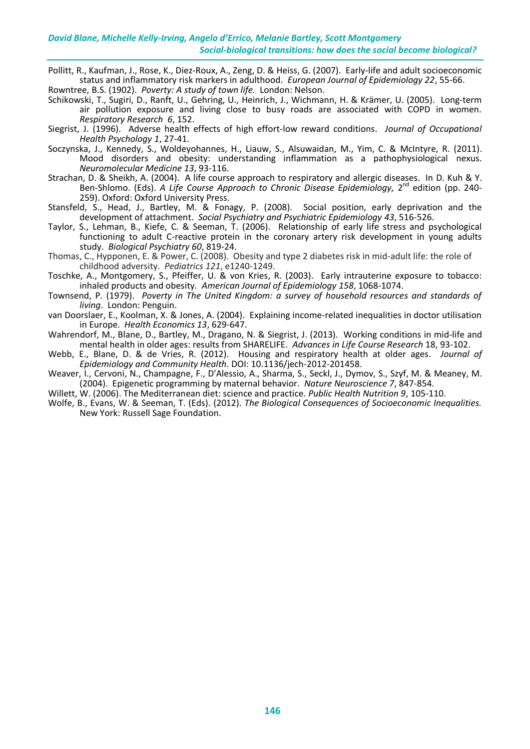Pollitt, R., Kaufman, J., Rose, K., Diez-Roux, A., Zeng, D. & Heiss, G. (2007). Early-life and adult socioeconomic status and inflammatory risk markers in adulthood. *European Journal of Epidemiology 22*, 55-66.

Rowntree, B.S. (1902). *Poverty: A study of town life.* London: Nelson.

Schikowski, T., Sugiri, D., Ranft, U., Gehring, U., Heinrich, J., Wichmann, H. & Krämer, U. (2005). Long-term air pollution exposure and living close to busy roads are associated with COPD in women. *Respiratory Research 6*, 152.

Siegrist, J. (1996). Adverse health effects of high effort-low reward conditions. *Journal of Occupational Health Psychology 1*, 27-41.

Soczynska, J., Kennedy, S., Woldeyohannes, H., Liauw, S., Alsuwaidan, M., Yim, C. & McIntyre, R. (2011). Mood disorders and obesity: understanding inflammation as a pathophysiological nexus. *Neuromolecular Medicine 13*, 93-116.

Strachan, D. & Sheikh, A. (2004). A life course approach to respiratory and allergic diseases. In D. Kuh & Y. Ben-Shlomo. (Eds). *A Life Course Approach to Chronic Disease Epidemiology,* 2nd edition (pp. 240-259). Oxford: Oxford University Press.

Stansfeld, S., Head, J., Bartley, M. & Fonagy, P. (2008). Social position, early deprivation and the development of attachment. *Social Psychiatry and Psychiatric Epidemiology 43*, 516-526.

Taylor, S., Lehman, B., Kiefe, C. & Seeman, T. (2006). Relationship of early life stress and psychological functioning to adult C-reactive protein in the coronary artery risk development in young adults study. *Biological Psychiatry 60*, 819-24.

Thomas, C., Hypponen, E. & Power, C. (2008). Obesity and type 2 diabetes risk in mid-adult life: the role of childhood adversity. *Pediatrics 121*, e1240-1249.

Toschke, A., Montgomery, S., Pfeiffer, U. & von Kries, R. (2003). Early intrauterine exposure to tobacco: inhaled products and obesity. *American Journal of Epidemiology 158*, 1068-1074.

Townsend, P. (1979). *Poverty in The United Kingdom: a survey of household resources and standards of living*. London: Penguin.

van Doorslaer, E., Koolman, X. & Jones, A. (2004). Explaining income-related inequalities in doctor utilisation in Europe. *Health Economics 13*, 629-647.

Wahrendorf, M., Blane, D., Bartley, M., Dragano, N. & Siegrist, J. (2013). Working conditions in mid-life and mental health in older ages: results from SHARELIFE. *Advances in Life Course Research* 18, 93-102.

Webb, E., Blane, D. & de Vries, R. (2012). Housing and respiratory health at older ages. *Journal of Epidemiology and Community Health.* DOI: 10.1136/jech-2012-201458.

Weaver, I., Cervoni, N., Champagne, F., D'Alessio, A., Sharma, S., Seckl, J., Dymov, S., Szyf, M. & Meaney, M. (2004). Epigenetic programming by maternal behavior. *Nature Neuroscience 7*, 847-854.

Willett, W. (2006). The Mediterranean diet: science and practice. *Public Health Nutrition 9*, 105-110.

Wolfe, B., Evans, W. & Seeman, T. (Eds). (2012). *The Biological Consequences of Socioeconomic Inequalities.* New York: Russell Sage Foundation.